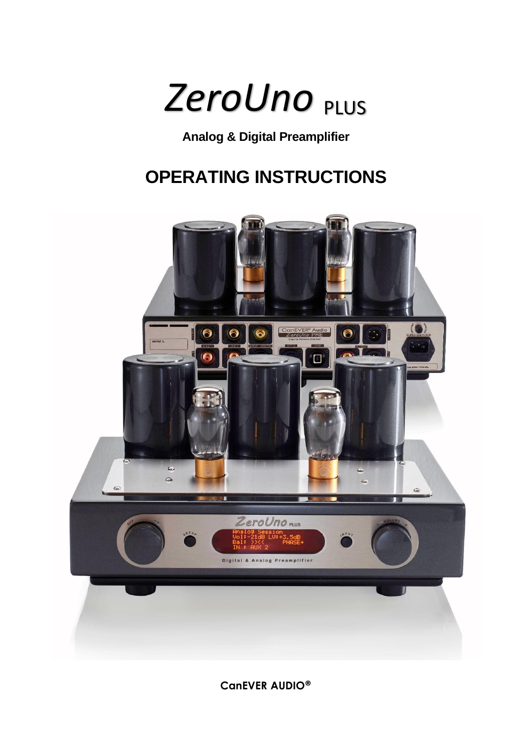# *ZeroUno* PLUS

**Analog & Digital Preamplifier**

## OPERATING INSTRUCTIONS

**CanEVER AUDIO®**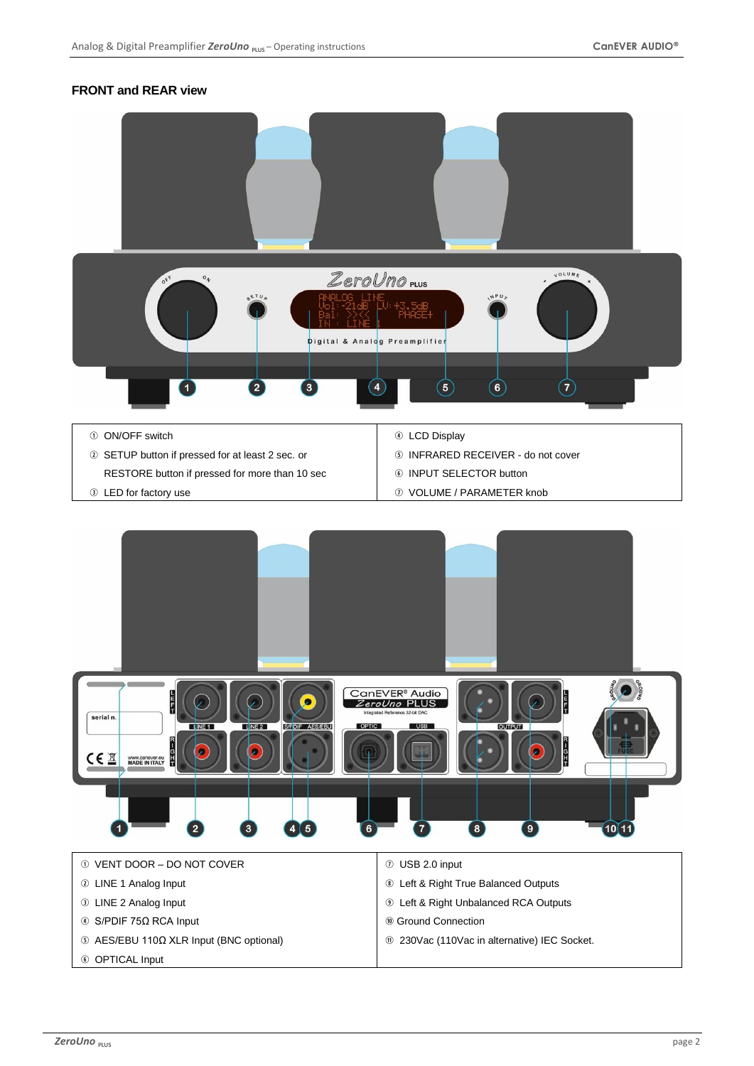## FRONT and REAR view

| | |
|---|---|
| ① ON/OFF switch | ④ LCD Display |
| ② SETUP button if pressed for at least 2 sec. or RESTORE button if pressed for more than 10 sec | ⑤ INFRARED RECEIVER - do not cover |
| | ⑥ INPUT SELECTOR button |
| ③ LED for factory use | ⑦ VOLUME / PARAMETER knob |

| | |
|---|---|
| ① VENT DOOR – DO NOT COVER | ⑦ USB 2.0 input |
| ② LINE 1 Analog Input | ⑧ Left & Right True Balanced Outputs |
| ③ LINE 2 Analog Input | ⑨ Left & Right Unbalanced RCA Outputs |
| ④ S/PDIF 75Ω RCA Input | ⑩ Ground Connection |
| ⑤ AES/EBU 110Ω XLR Input (BNC optional) | ⑪ 230Vac (110Vac in alternative) IEC Socket. |
| ⑥ OPTICAL Input | |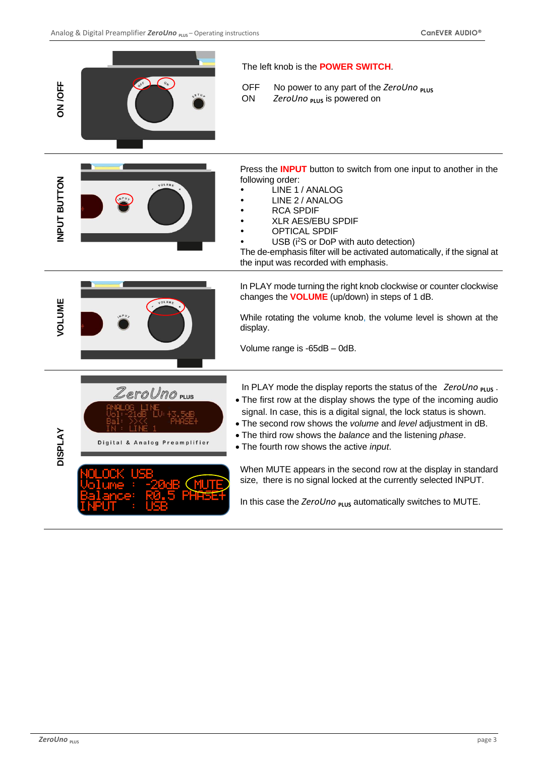## ON /OFF

The left knob is the **POWER SWITCH**.

OFF No power to any part of the *ZeroUno* PLUS

ON *ZeroUno* PLUS is powered on

## INPUT BUTTON

Press the **INPUT** button to switch from one input to another in the following order:

- LINE 1 / ANALOG
- LINE 2 / ANALOG
- RCA SPDIF
- XLR AES/EBU SPDIF
- OPTICAL SPDIF
- USB (i²S or DoP with auto detection)

The de-emphasis filter will be activated automatically, if the signal at the input was recorded with emphasis.

## VOLUME

In PLAY mode turning the right knob clockwise or counter clockwise changes the **VOLUME** (up/down) in steps of 1 dB.

While rotating the volume knob, the volume level is shown at the display.

Volume range is -65dB – 0dB.

## DISPLAY

In PLAY mode the display reports the status of the *ZeroUno* PLUS .

- The first row at the display shows the type of the incoming audio signal. In case, this is a digital signal, the lock status is shown.
- The second row shows the *volume* and *level* adjustment in dB.
- The third row shows the *balance* and the listening *phase*.
- The fourth row shows the active *input*.

When MUTE appears in the second row at the display in standard size, there is no signal locked at the currently selected INPUT.

In this case the *ZeroUno* PLUS automatically switches to MUTE.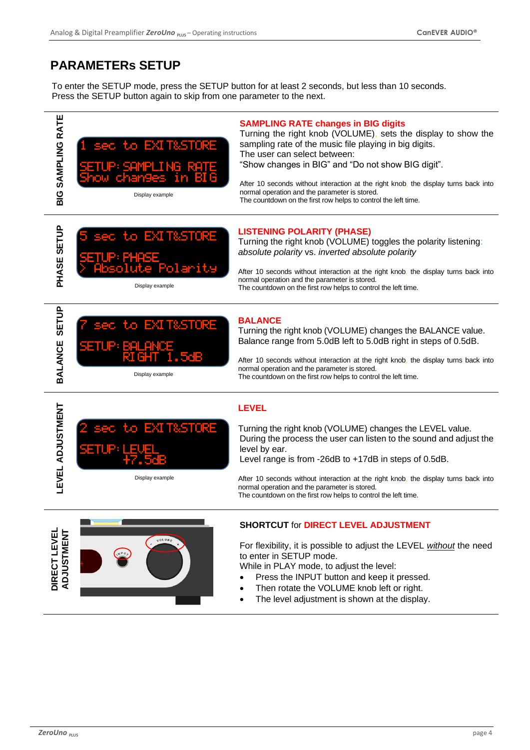# PARAMETERs SETUP

To enter the SETUP mode, press the SETUP button for at least 2 seconds, but less than 10 seconds.
Press the SETUP button again to skip from one parameter to the next.

## BIG SAMPLING RATE

```
1 sec to EXIT&STORE
SETUP:SAMPLING RATE
Show changes in BIG
```

Display example

**SAMPLING RATE changes in BIG digits**

Turning the right knob (VOLUME), sets the display to show the sampling rate of the music file playing in big digits.
The user can select between:
"Show changes in BIG" and "Do not show BIG digit".

After 10 seconds without interaction at the right knob, the display turns back into normal operation and the parameter is stored.
The countdown on the first row helps to control the left time.

## PHASE SETUP

```
5 sec to EXIT&STORE
SETUP:PHASE
> Absolute Polarity
```

Display example

**LISTENING POLARITY (PHASE)**

Turning the right knob (VOLUME) toggles the polarity listening: *absolute polarity* vs. *inverted absolute polarity*

After 10 seconds without interaction at the right knob, the display turns back into normal operation and the parameter is stored.
The countdown on the first row helps to control the left time.

## BALANCE SETUP

```
7 sec to EXIT&STORE
SETUP:BALANCE
      RIGHT 1.5dB
```

Display example

**BALANCE**

Turning the right knob (VOLUME) changes the BALANCE value.
Balance range from 5.0dB left to 5.0dB right in steps of 0.5dB.

After 10 seconds without interaction at the right knob, the display turns back into normal operation and the parameter is stored.
The countdown on the first row helps to control the left time.

## LEVEL ADJUSTMENT

```
2 sec to EXIT&STORE
SETUP:LEVEL
      +7.5dB
```

Display example

**LEVEL**

Turning the right knob (VOLUME) changes the LEVEL value.
During the process the user can listen to the sound and adjust the level by ear.
Level range is from -26dB to +17dB in steps of 0.5dB.

After 10 seconds without interaction at the right knob, the display turns back into normal operation and the parameter is stored.
The countdown on the first row helps to control the left time.

## DIRECT LEVEL ADJUSTMENT

**SHORTCUT for DIRECT LEVEL ADJUSTMENT**

For flexibility, it is possible to adjust the LEVEL *without* the need to enter in SETUP mode.
While in PLAY mode, to adjust the level:

- Press the INPUT button and keep it pressed.
- Then rotate the VOLUME knob left or right.
- The level adjustment is shown at the display.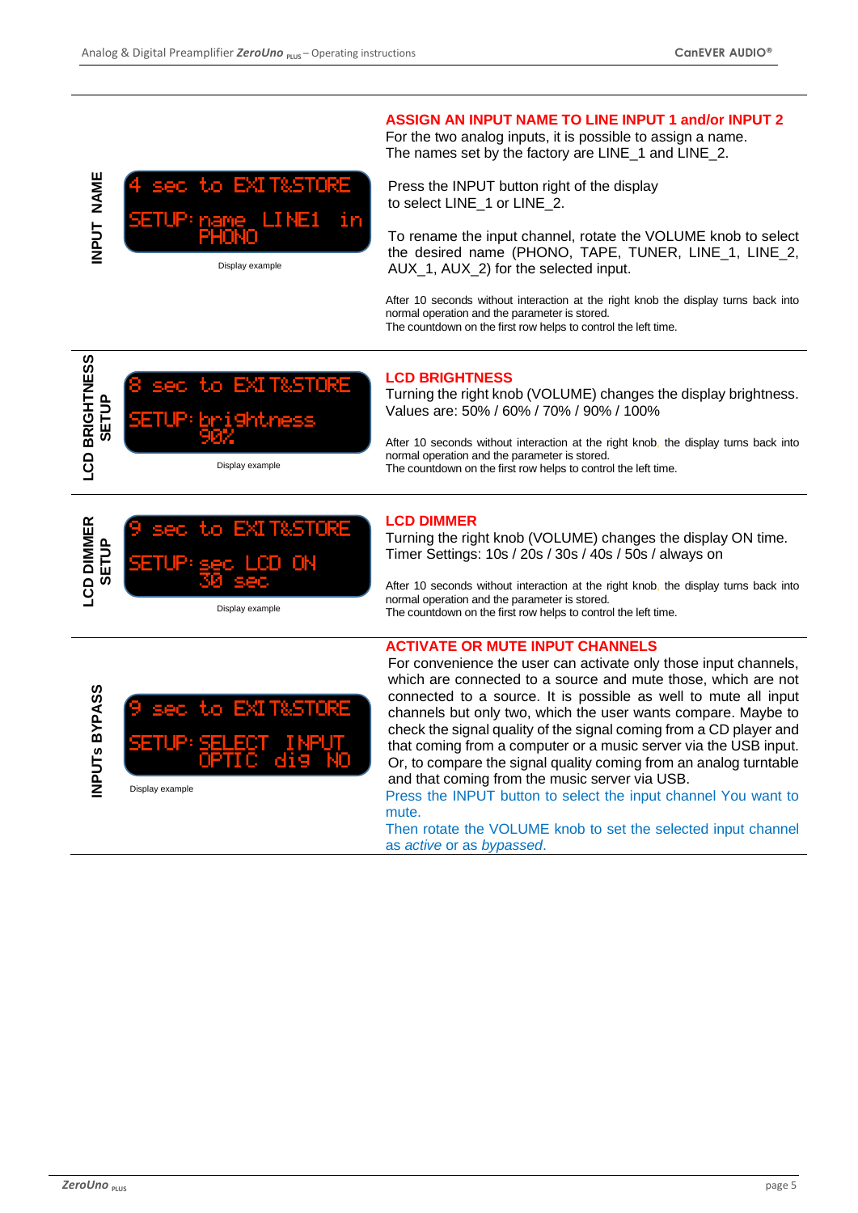## INPUT NAME

```
4 sec to EXIT&STORE
SETUP: name  LINE1  in
       PHONO
```

Display example

### ASSIGN AN INPUT NAME TO LINE INPUT 1 and/or INPUT 2

For the two analog inputs, it is possible to assign a name.
The names set by the factory are LINE_1 and LINE_2.

Press the INPUT button right of the display to select LINE_1 or LINE_2.

To rename the input channel, rotate the VOLUME knob to select the desired name (PHONO, TAPE, TUNER, LINE_1, LINE_2, AUX_1, AUX_2) for the selected input.

After 10 seconds without interaction at the right knob the display turns back into normal operation and the parameter is stored.
The countdown on the first row helps to control the left time.

## LCD BRIGHTNESS SETUP

```
8 sec to EXIT&STORE
SETUP: brightness
       90%
```

Display example

### LCD BRIGHTNESS

Turning the right knob (VOLUME) changes the display brightness.
Values are: 50% / 60% / 70% / 90% / 100%

After 10 seconds without interaction at the right knob, the display turns back into normal operation and the parameter is stored.
The countdown on the first row helps to control the left time.

## LCD DIMMER SETUP

```
9 sec to EXIT&STORE
SETUP: sec LCD ON
       30 sec
```

Display example

### LCD DIMMER

Turning the right knob (VOLUME) changes the display ON time.
Timer Settings: 10s / 20s / 30s / 40s / 50s / always on

After 10 seconds without interaction at the right knob, the display turns back into normal operation and the parameter is stored.
The countdown on the first row helps to control the left time.

## INPUTs BYPASS

```
9 sec to EXIT&STORE
SETUP: SELECT  INPUT
       OPTIC  dig  NO
```

Display example

### ACTIVATE OR MUTE INPUT CHANNELS

For convenience the user can activate only those input channels, which are connected to a source and mute those, which are not connected to a source. It is possible as well to mute all input channels but only two, which the user wants compare. Maybe to check the signal quality of the signal coming from a CD player and that coming from a computer or a music server via the USB input. Or, to compare the signal quality coming from an analog turntable and that coming from the music server via USB.

Press the INPUT button to select the input channel You want to mute.

Then rotate the VOLUME knob to set the selected input channel as *active* or as *bypassed*.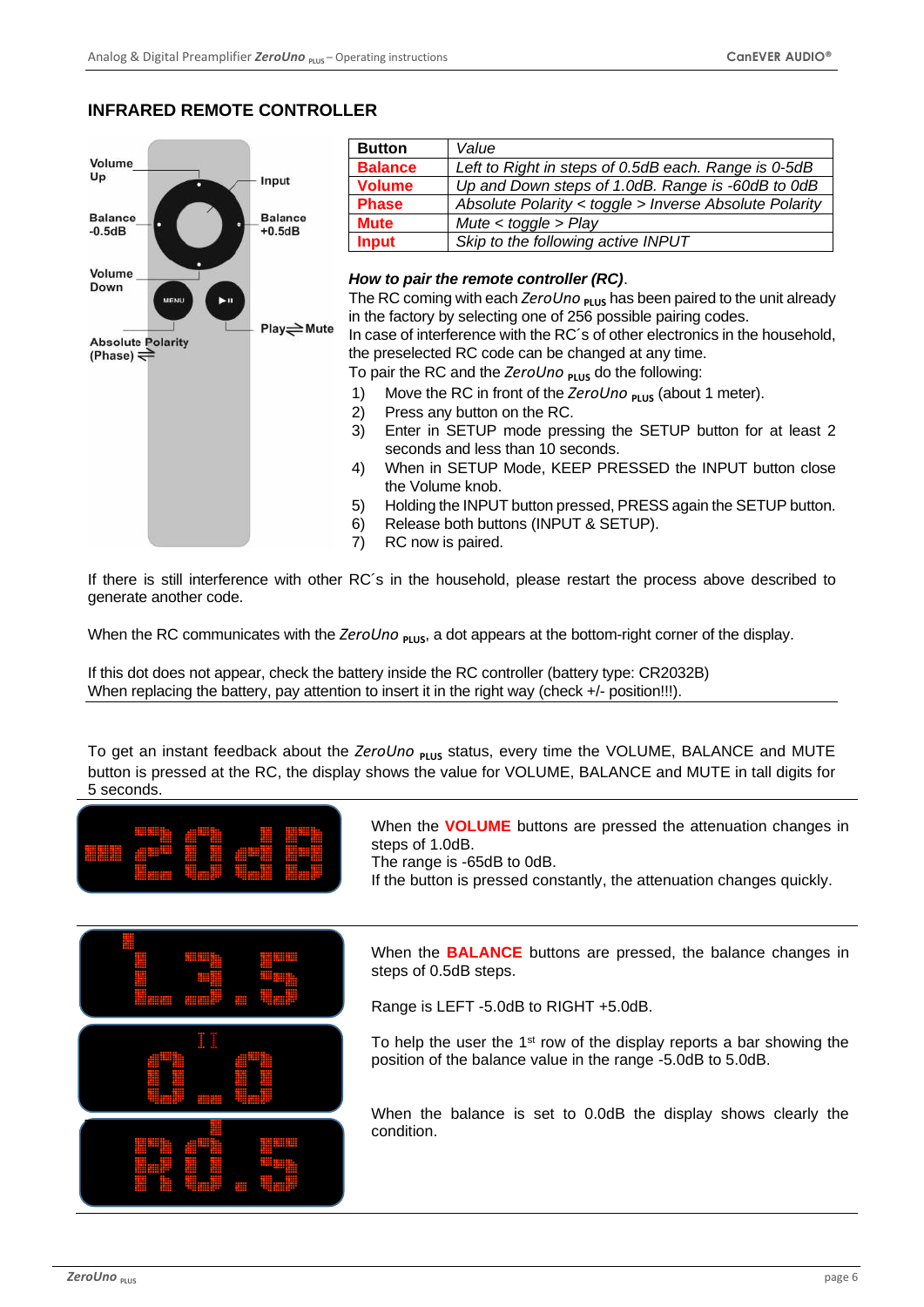## INFRARED REMOTE CONTROLLER

Volume Up

Input

Balance -0.5dB

Balance +0.5dB

Volume Down

MENU

Play ⇌ Mute

Absolute Polarity (Phase) ⇌

| Button | *Value* |
|---|---|
| **Balance** | *Left to Right in steps of 0.5dB each. Range is 0-5dB* |
| **Volume** | *Up and Down steps of 1.0dB. Range is -60dB to 0dB* |
| **Phase** | *Absolute Polarity < toggle > Inverse Absolute Polarity* |
| **Mute** | *Mute < toggle > Play* |
| **Input** | *Skip to the following active INPUT* |

***How to pair the remote controller (RC)***.

The RC coming with each *ZeroUno* PLUS has been paired to the unit already in the factory by selecting one of 256 possible pairing codes.

In case of interference with the RC´s of other electronics in the household, the preselected RC code can be changed at any time.

To pair the RC and the *ZeroUno* PLUS do the following:

1) Move the RC in front of the *ZeroUno* PLUS (about 1 meter).
2) Press any button on the RC.
3) Enter in SETUP mode pressing the SETUP button for at least 2 seconds and less than 10 seconds.
4) When in SETUP Mode, KEEP PRESSED the INPUT button close the Volume knob.
5) Holding the INPUT button pressed, PRESS again the SETUP button.
6) Release both buttons (INPUT & SETUP).
7) RC now is paired.

If there is still interference with other RC´s in the household, please restart the process above described to generate another code.

When the RC communicates with the *ZeroUno* PLUS, a dot appears at the bottom-right corner of the display.

If this dot does not appear, check the battery inside the RC controller (battery type: CR2032B)
When replacing the battery, pay attention to insert it in the right way (check +/- position!!!).

To get an instant feedback about the *ZeroUno* PLUS status, every time the VOLUME, BALANCE and MUTE button is pressed at the RC, the display shows the value for VOLUME, BALANCE and MUTE in tall digits for 5 seconds.

-20dB

When the **VOLUME** buttons are pressed the attenuation changes in steps of 1.0dB.
The range is -65dB to 0dB.
If the button is pressed constantly, the attenuation changes quickly.

L3.5

0.0

R0.5

When the **BALANCE** buttons are pressed, the balance changes in steps of 0.5dB steps.

Range is LEFT -5.0dB to RIGHT +5.0dB.

To help the user the 1st row of the display reports a bar showing the position of the balance value in the range -5.0dB to 5.0dB.

When the balance is set to 0.0dB the display shows clearly the condition.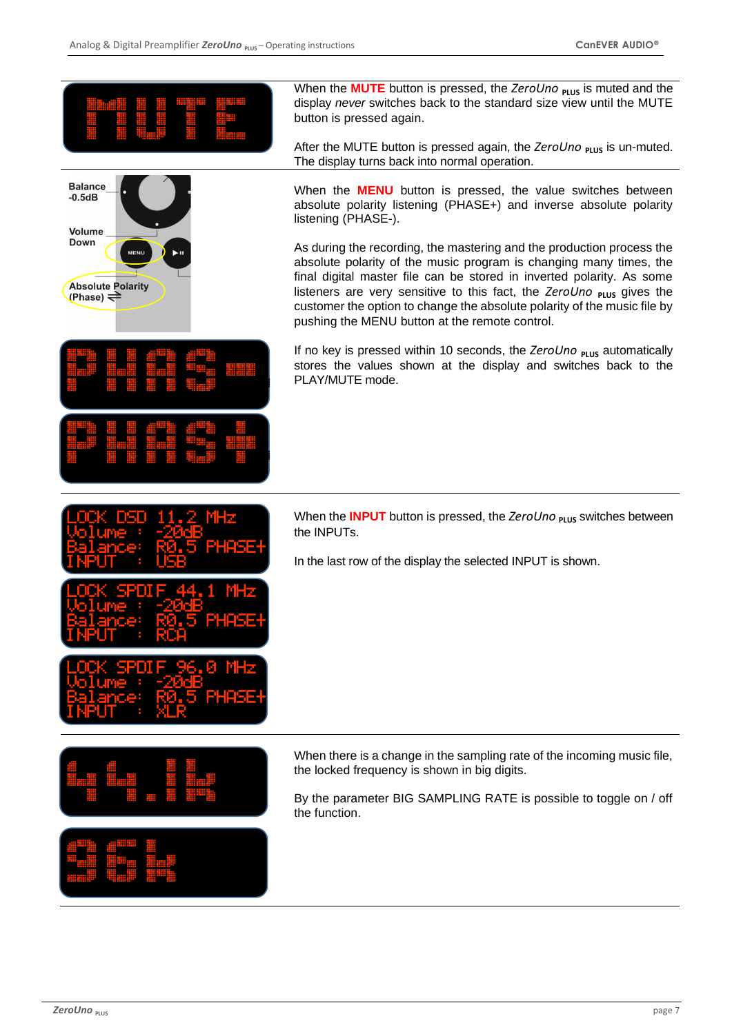When the **MUTE** button is pressed, the *ZeroUno* PLUS is muted and the display *never* switches back to the standard size view until the MUTE button is pressed again.

After the MUTE button is pressed again, the *ZeroUno* PLUS is un-muted. The display turns back into normal operation.

When the **MENU** button is pressed, the value switches between absolute polarity listening (PHASE+) and inverse absolute polarity listening (PHASE-).

As during the recording, the mastering and the production process the absolute polarity of the music program is changing many times, the final digital master file can be stored in inverted polarity. As some listeners are very sensitive to this fact, the *ZeroUno* PLUS gives the customer the option to change the absolute polarity of the music file by pushing the MENU button at the remote control.

If no key is pressed within 10 seconds, the *ZeroUno* PLUS automatically stores the values shown at the display and switches back to the PLAY/MUTE mode.

When the **INPUT** button is pressed, the *ZeroUno* PLUS switches between the INPUTs.

In the last row of the display the selected INPUT is shown.

When there is a change in the sampling rate of the incoming music file, the locked frequency is shown in big digits.

By the parameter BIG SAMPLING RATE is possible to toggle on / off the function.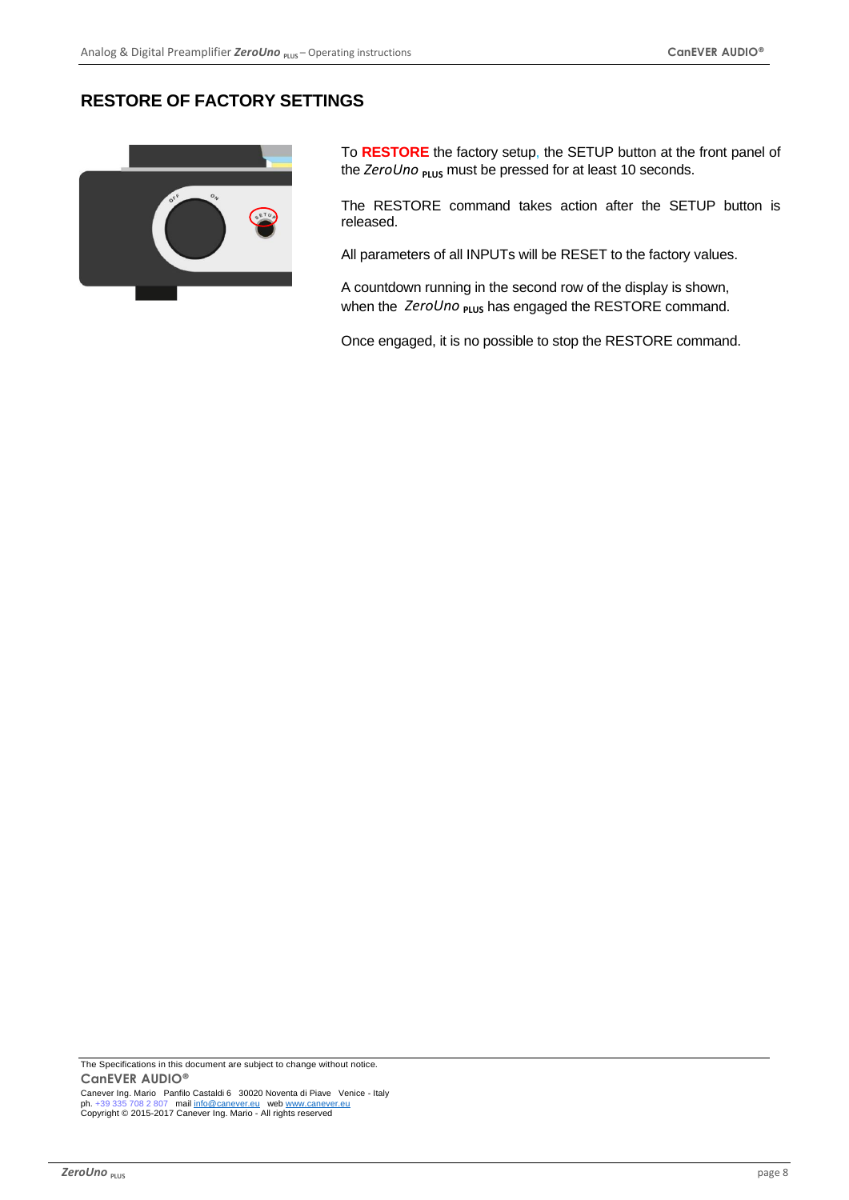## RESTORE OF FACTORY SETTINGS

To **RESTORE** the factory setup, the SETUP button at the front panel of the *ZeroUno* PLUS must be pressed for at least 10 seconds.

The RESTORE command takes action after the SETUP button is released.

All parameters of all INPUTs will be RESET to the factory values.

A countdown running in the second row of the display is shown, when the *ZeroUno* PLUS has engaged the RESTORE command.

Once engaged, it is no possible to stop the RESTORE command.

The Specifications in this document are subject to change without notice.

**CanEVER AUDIO®**

Canever Ing. Mario Panfilo Castaldi 6 30020 Noventa di Piave Venice - Italy
ph. +39 335 708 2 807 mail info@canever.eu web www.canever.eu
Copyright © 2015-2017 Canever Ing. Mario - All rights reserved